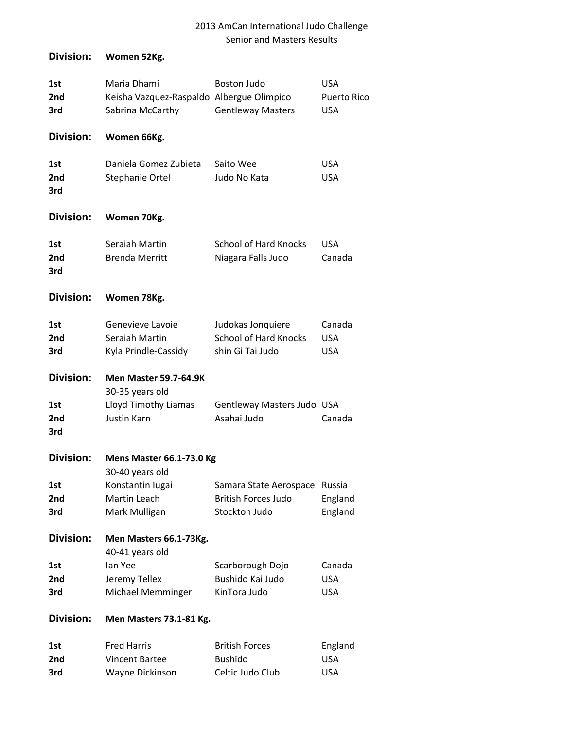# 2013 AmCan International Judo Challenge

## Senior and Masters Results

**Division:** **Women 52Kg.**

| Place | Name | Club | Country |
|---|---|---|---|
| **1st** | Maria Dhami | Boston Judo | USA |
| **2nd** | Keisha Vazquez-Raspaldo | Albergue Olimpico | Puerto Rico |
| **3rd** | Sabrina McCarthy | Gentleway Masters | USA |

**Division:** **Women 66Kg.**

| Place | Name | Club | Country |
|---|---|---|---|
| **1st** | Daniela Gomez Zubieta | Saito Wee | USA |
| **2nd** | Stephanie Ortel | Judo No Kata | USA |
| **3rd** | | | |

**Division:** **Women 70Kg.**

| Place | Name | Club | Country |
|---|---|---|---|
| **1st** | Seraiah Martin | School of Hard Knocks | USA |
| **2nd** | Brenda Merritt | Niagara Falls Judo | Canada |
| **3rd** | | | |

**Division:** **Women 78Kg.**

| Place | Name | Club | Country |
|---|---|---|---|
| **1st** | Genevieve Lavoie | Judokas Jonquiere | Canada |
| **2nd** | Seraiah Martin | School of Hard Knocks | USA |
| **3rd** | Kyla Prindle-Cassidy | shin Gi Tai Judo | USA |

**Division:** **Men Master 59.7-64.9K**
30-35 years old

| Place | Name | Club | Country |
|---|---|---|---|
| **1st** | Lloyd Timothy Liamas | Gentleway Masters Judo | USA |
| **2nd** | Justin Karn | Asahai Judo | Canada |
| **3rd** | | | |

**Division:** **Mens Master 66.1-73.0 Kg**
30-40 years old

| Place | Name | Club | Country |
|---|---|---|---|
| **1st** | Konstantin Iugai | Samara State Aerospace | Russia |
| **2nd** | Martin Leach | British Forces Judo | England |
| **3rd** | Mark Mulligan | Stockton Judo | England |

**Division:** **Men Masters 66.1-73Kg.**
40-41 years old

| Place | Name | Club | Country |
|---|---|---|---|
| **1st** | Ian Yee | Scarborough Dojo | Canada |
| **2nd** | Jeremy Tellex | Bushido Kai Judo | USA |
| **3rd** | Michael Memminger | KinTora Judo | USA |

**Division:** **Men Masters 73.1-81 Kg.**

| Place | Name | Club | Country |
|---|---|---|---|
| **1st** | Fred Harris | British Forces | England |
| **2nd** | Vincent Bartee | Bushido | USA |
| **3rd** | Wayne Dickinson | Celtic Judo Club | USA |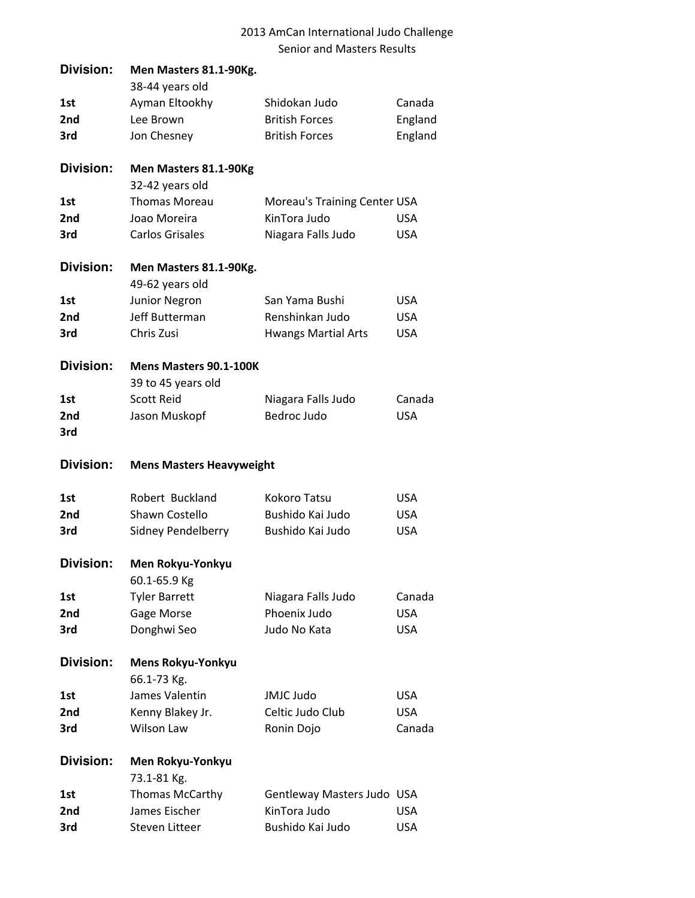2013 AmCan International Judo Challenge
Senior and Masters Results

**Division:** **Men Masters 81.1-90Kg.**
38-44 years old

| Place | Name | Club | Country |
| --- | --- | --- | --- |
| 1st | Ayman Eltookhy | Shidokan Judo | Canada |
| 2nd | Lee Brown | British Forces | England |
| 3rd | Jon Chesney | British Forces | England |

**Division:** **Men Masters 81.1-90Kg**
32-42 years old

| Place | Name | Club | Country |
| --- | --- | --- | --- |
| 1st | Thomas Moreau | Moreau's Training Center | USA |
| 2nd | Joao Moreira | KinTora Judo | USA |
| 3rd | Carlos Grisales | Niagara Falls Judo | USA |

**Division:** **Men Masters 81.1-90Kg.**
49-62 years old

| Place | Name | Club | Country |
| --- | --- | --- | --- |
| 1st | Junior Negron | San Yama Bushi | USA |
| 2nd | Jeff Butterman | Renshinkan Judo | USA |
| 3rd | Chris Zusi | Hwangs Martial Arts | USA |

**Division:** **Mens Masters 90.1-100K**
39 to 45 years old

| Place | Name | Club | Country |
| --- | --- | --- | --- |
| 1st | Scott Reid | Niagara Falls Judo | Canada |
| 2nd | Jason Muskopf | Bedroc Judo | USA |
| 3rd | | | |

**Division:** **Mens Masters Heavyweight**

| Place | Name | Club | Country |
| --- | --- | --- | --- |
| 1st | Robert Buckland | Kokoro Tatsu | USA |
| 2nd | Shawn Costello | Bushido Kai Judo | USA |
| 3rd | Sidney Pendelberry | Bushido Kai Judo | USA |

**Division:** **Men Rokyu-Yonkyu**
60.1-65.9 Kg

| Place | Name | Club | Country |
| --- | --- | --- | --- |
| 1st | Tyler Barrett | Niagara Falls Judo | Canada |
| 2nd | Gage Morse | Phoenix Judo | USA |
| 3rd | Donghwi Seo | Judo No Kata | USA |

**Division:** **Mens Rokyu-Yonkyu**
66.1-73 Kg.

| Place | Name | Club | Country |
| --- | --- | --- | --- |
| 1st | James Valentin | JMJC Judo | USA |
| 2nd | Kenny Blakey Jr. | Celtic Judo Club | USA |
| 3rd | Wilson Law | Ronin Dojo | Canada |

**Division:** **Men Rokyu-Yonkyu**
73.1-81 Kg.

| Place | Name | Club | Country |
| --- | --- | --- | --- |
| 1st | Thomas McCarthy | Gentleway Masters Judo | USA |
| 2nd | James Eischer | KinTora Judo | USA |
| 3rd | Steven Litteer | Bushido Kai Judo | USA |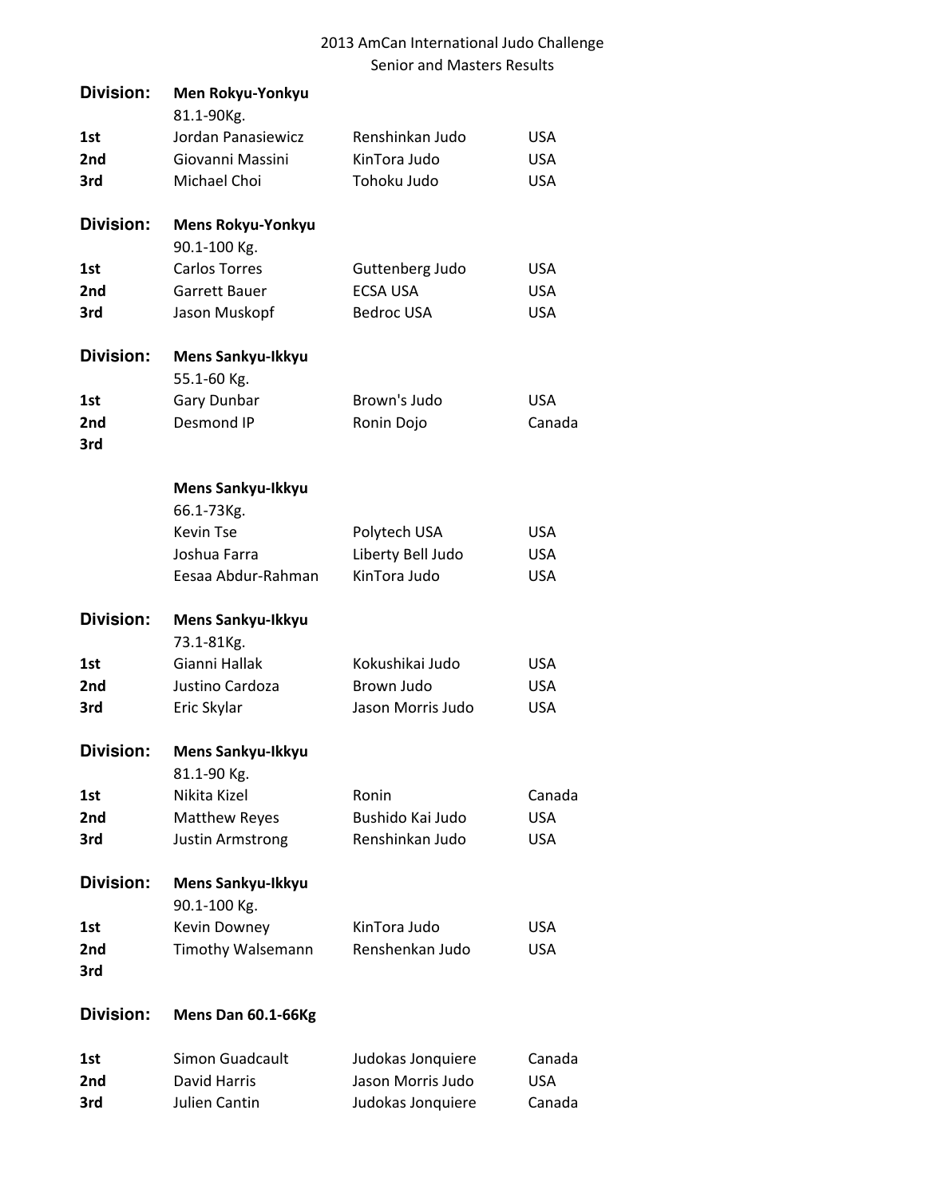2013 AmCan International Judo Challenge
Senior and Masters Results

**Division:** **Men Rokyu-Yonkyu**
81.1-90Kg.

| | | | |
|---|---|---|---|
| 1st | Jordan Panasiewicz | Renshinkan Judo | USA |
| 2nd | Giovanni Massini | KinTora Judo | USA |
| 3rd | Michael Choi | Tohoku Judo | USA |

**Division:** **Mens Rokyu-Yonkyu**
90.1-100 Kg.

| | | | |
|---|---|---|---|
| 1st | Carlos Torres | Guttenberg Judo | USA |
| 2nd | Garrett Bauer | ECSA USA | USA |
| 3rd | Jason Muskopf | Bedroc USA | USA |

**Division:** **Mens Sankyu-Ikkyu**
55.1-60 Kg.

| | | | |
|---|---|---|---|
| 1st | Gary Dunbar | Brown's Judo | USA |
| 2nd | Desmond IP | Ronin Dojo | Canada |
| 3rd | | | |

**Mens Sankyu-Ikkyu**
66.1-73Kg.

| | | | |
|---|---|---|---|
| | Kevin Tse | Polytech USA | USA |
| | Joshua Farra | Liberty Bell Judo | USA |
| | Eesaa Abdur-Rahman | KinTora Judo | USA |

**Division:** **Mens Sankyu-Ikkyu**
73.1-81Kg.

| | | | |
|---|---|---|---|
| 1st | Gianni Hallak | Kokushikai Judo | USA |
| 2nd | Justino Cardoza | Brown Judo | USA |
| 3rd | Eric Skylar | Jason Morris Judo | USA |

**Division:** **Mens Sankyu-Ikkyu**
81.1-90 Kg.

| | | | |
|---|---|---|---|
| 1st | Nikita Kizel | Ronin | Canada |
| 2nd | Matthew Reyes | Bushido Kai Judo | USA |
| 3rd | Justin Armstrong | Renshinkan Judo | USA |

**Division:** **Mens Sankyu-Ikkyu**
90.1-100 Kg.

| | | | |
|---|---|---|---|
| 1st | Kevin Downey | KinTora Judo | USA |
| 2nd | Timothy Walsemann | Renshenkan Judo | USA |
| 3rd | | | |

**Division:** **Mens Dan 60.1-66Kg**

| | | | |
|---|---|---|---|
| 1st | Simon Guadcault | Judokas Jonquiere | Canada |
| 2nd | David Harris | Jason Morris Judo | USA |
| 3rd | Julien Cantin | Judokas Jonquiere | Canada |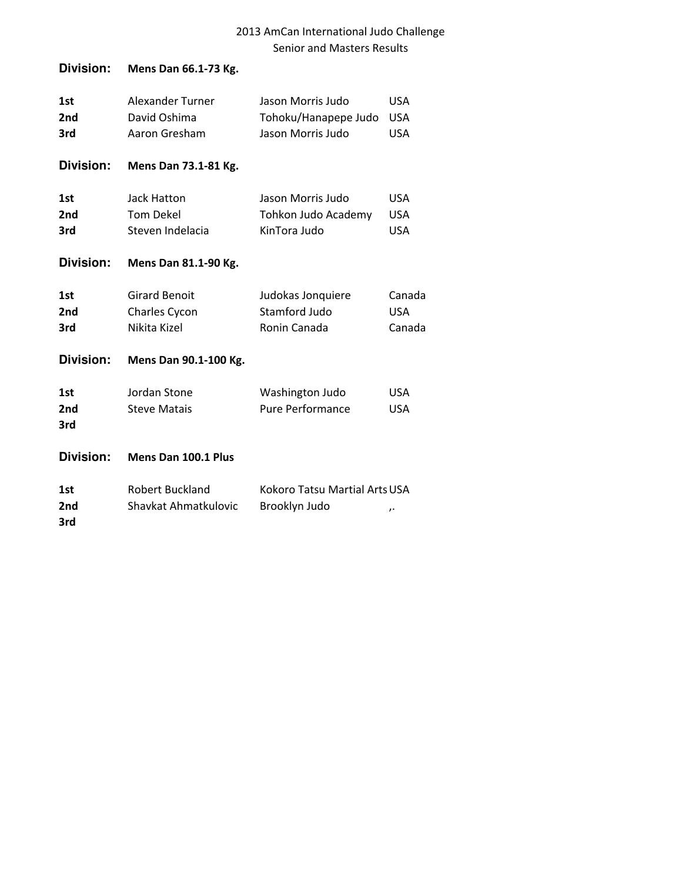2013 AmCan International Judo Challenge
Senior and Masters Results

**Division:** **Mens Dan 66.1-73 Kg.**

| | | | |
|---|---|---|---|
| **1st** | Alexander Turner | Jason Morris Judo | USA |
| **2nd** | David Oshima | Tohoku/Hanapepe Judo | USA |
| **3rd** | Aaron Gresham | Jason Morris Judo | USA |

**Division:** **Mens Dan 73.1-81 Kg.**

| | | | |
|---|---|---|---|
| **1st** | Jack Hatton | Jason Morris Judo | USA |
| **2nd** | Tom Dekel | Tohkon Judo Academy | USA |
| **3rd** | Steven Indelacia | KinTora Judo | USA |

**Division:** **Mens Dan 81.1-90 Kg.**

| | | | |
|---|---|---|---|
| **1st** | Girard Benoit | Judokas Jonquiere | Canada |
| **2nd** | Charles Cycon | Stamford Judo | USA |
| **3rd** | Nikita Kizel | Ronin Canada | Canada |

**Division:** **Mens Dan 90.1-100 Kg.**

| | | | |
|---|---|---|---|
| **1st** | Jordan Stone | Washington Judo | USA |
| **2nd** | Steve Matais | Pure Performance | USA |
| **3rd** | | | |

**Division:** **Mens Dan 100.1 Plus**

| | | | |
|---|---|---|---|
| **1st** | Robert Buckland | Kokoro Tatsu Martial Arts | USA |
| **2nd** | Shavkat Ahmatkulovic | Brooklyn Judo | ,. |
| **3rd** | | | |